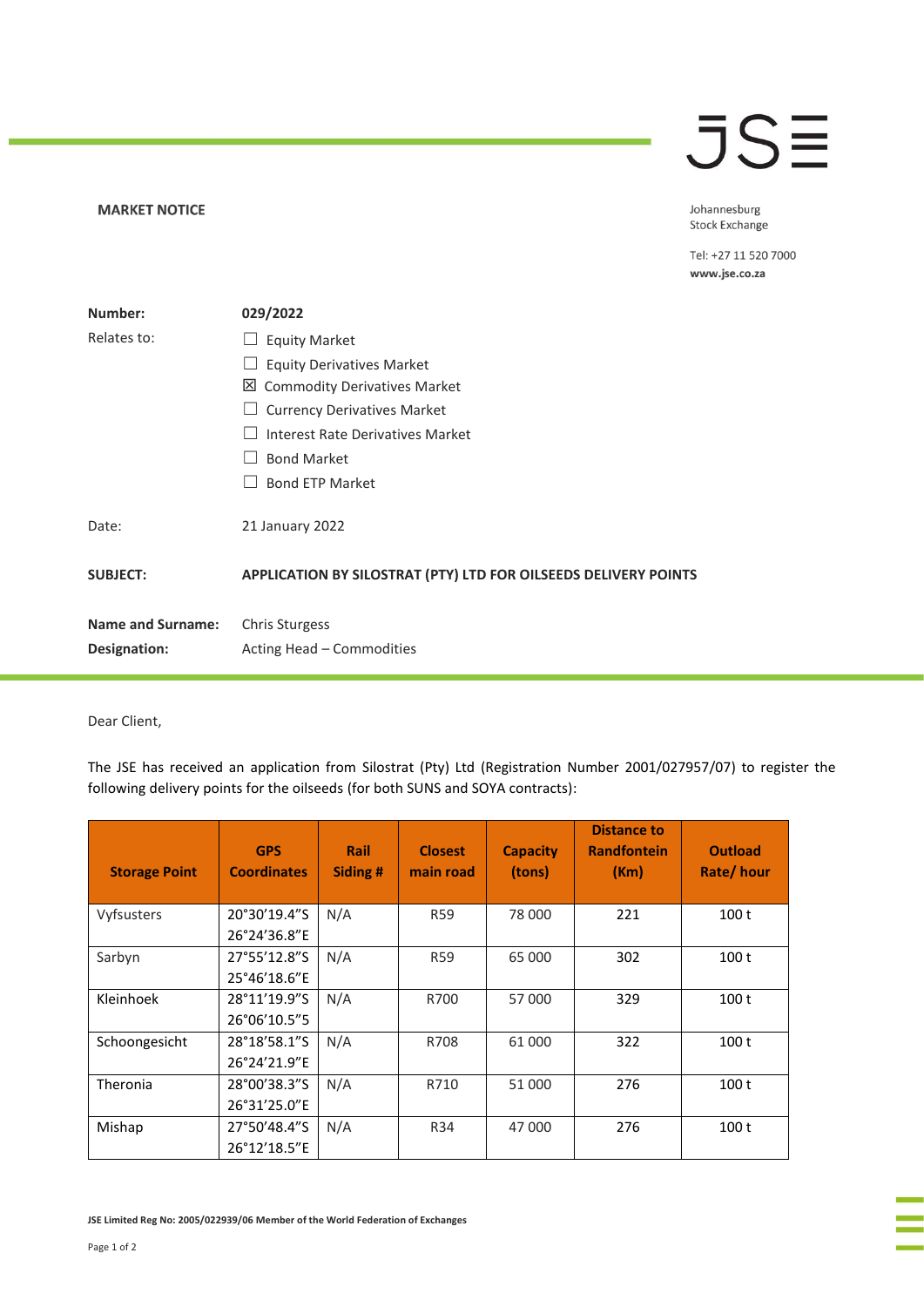**MARKET NOTICE**

Johannesburg Stock Exchange

Tel: +27 11 520 7000
**www.jse.co.za**

| | |
|---|---|
| **Number:** | **029/2022** |
| Relates to: | ☐ Equity Market<br>☐ Equity Derivatives Market<br>☒ Commodity Derivatives Market<br>☐ Currency Derivatives Market<br>☐ Interest Rate Derivatives Market<br>☐ Bond Market<br>☐ Bond ETP Market |
| Date: | 21 January 2022 |
| **SUBJECT:** | **APPLICATION BY SILOSTRAT (PTY) LTD FOR OILSEEDS DELIVERY POINTS** |
| **Name and Surname:** | Chris Sturgess |
| **Designation:** | Acting Head – Commodities |

Dear Client,

The JSE has received an application from Silostrat (Pty) Ltd (Registration Number 2001/027957/07) to register the following delivery points for the oilseeds (for both SUNS and SOYA contracts):

| Storage Point | GPS Coordinates | Rail Siding # | Closest main road | Capacity (tons) | Distance to Randfontein (Km) | Outload Rate/ hour |
|---|---|---|---|---|---|---|
| Vyfsusters | 20°30'19.4"S 26°24'36.8"E | N/A | R59 | 78 000 | 221 | 100 t |
| Sarbyn | 27°55'12.8"S 25°46'18.6"E | N/A | R59 | 65 000 | 302 | 100 t |
| Kleinhoek | 28°11'19.9"S 26°06'10.5"E | N/A | R700 | 57 000 | 329 | 100 t |
| Schoongesicht | 28°18'58.1"S 26°24'21.9"E | N/A | R708 | 61 000 | 322 | 100 t |
| Theronia | 28°00'38.3"S 26°31'25.0"E | N/A | R710 | 51 000 | 276 | 100 t |
| Mishap | 27°50'48.4"S 26°12'18.5"E | N/A | R34 | 47 000 | 276 | 100 t |

JSE Limited Reg No: 2005/022939/06 Member of the World Federation of Exchanges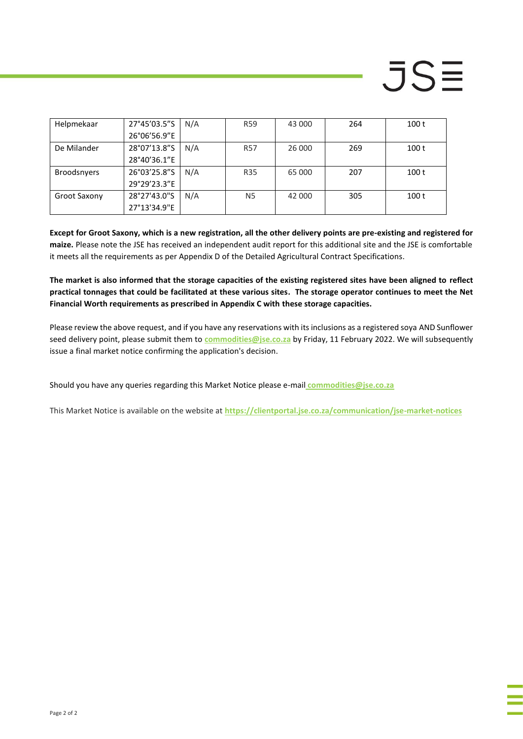| | | | | | | |
|---|---|---|---|---|---|---|
| Helpmekaar | 27°45'03.5"S 26°06'56.9"E | N/A | R59 | 43 000 | 264 | 100 t |
| De Milander | 28°07'13.8"S 28°40'36.1"E | N/A | R57 | 26 000 | 269 | 100 t |
| Broodsnyers | 26°03'25.8"S 29°29'23.3"E | N/A | R35 | 65 000 | 207 | 100 t |
| Groot Saxony | 28°27'43.0"S 27°13'34.9"E | N/A | N5 | 42 000 | 305 | 100 t |

**Except for Groot Saxony, which is a new registration, all the other delivery points are pre-existing and registered for maize.** Please note the JSE has received an independent audit report for this additional site and the JSE is comfortable it meets all the requirements as per Appendix D of the Detailed Agricultural Contract Specifications.

**The market is also informed that the storage capacities of the existing registered sites have been aligned to reflect practical tonnages that could be facilitated at these various sites. The storage operator continues to meet the Net Financial Worth requirements as prescribed in Appendix C with these storage capacities.**

Please review the above request, and if you have any reservations with its inclusions as a registered soya AND Sunflower seed delivery point, please submit them to **commodities@jse.co.za** by Friday, 11 February 2022. We will subsequently issue a final market notice confirming the application's decision.

Should you have any queries regarding this Market Notice please e-mail **commodities@jse.co.za**

This Market Notice is available on the website at **https://clientportal.jse.co.za/communication/jse-market-notices**